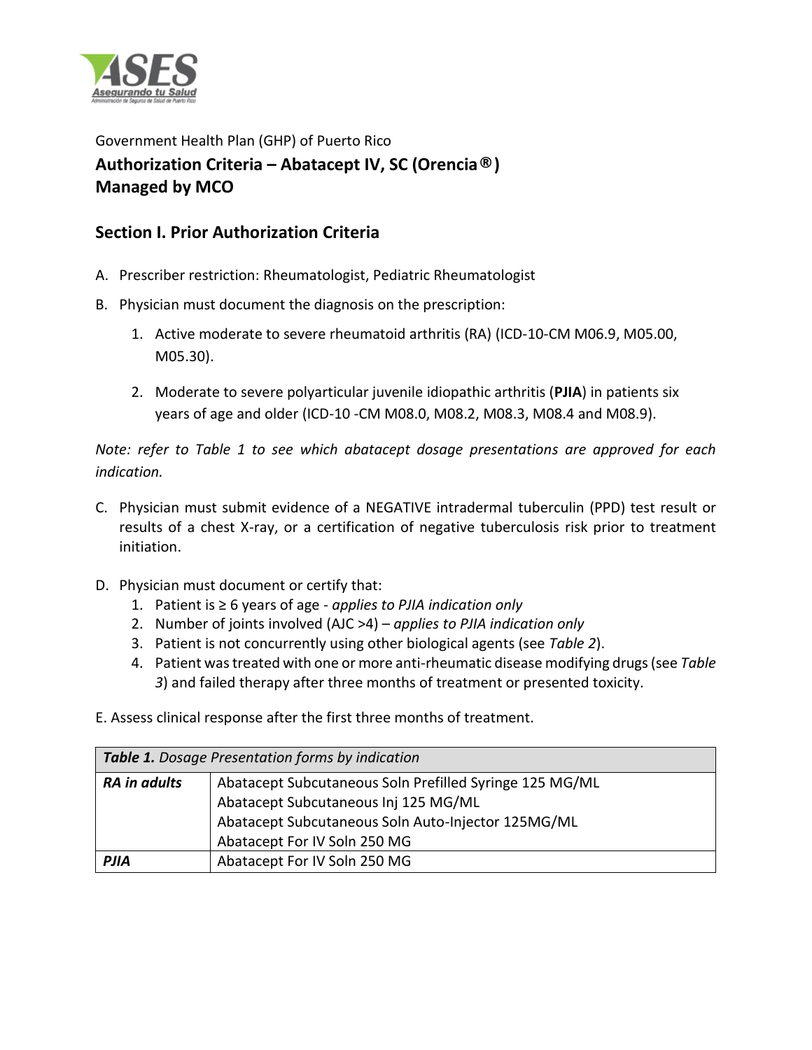Government Health Plan (GHP) of Puerto Rico

# Authorization Criteria – Abatacept IV, SC (Orencia®) Managed by MCO

## Section I. Prior Authorization Criteria

A. Prescriber restriction: Rheumatologist, Pediatric Rheumatologist

B. Physician must document the diagnosis on the prescription:

1. Active moderate to severe rheumatoid arthritis (RA) (ICD-10-CM M06.9, M05.00, M05.30).

2. Moderate to severe polyarticular juvenile idiopathic arthritis (**PJIA**) in patients six years of age and older (ICD-10 -CM M08.0, M08.2, M08.3, M08.4 and M08.9).

*Note: refer to Table 1 to see which abatacept dosage presentations are approved for each indication.*

C. Physician must submit evidence of a NEGATIVE intradermal tuberculin (PPD) test result or results of a chest X-ray, or a certification of negative tuberculosis risk prior to treatment initiation.

D. Physician must document or certify that:

1. Patient is ≥ 6 years of age - *applies to PJIA indication only*
2. Number of joints involved (AJC >4) – *applies to PJIA indication only*
3. Patient is not concurrently using other biological agents (see *Table 2*).
4. Patient was treated with one or more anti-rheumatic disease modifying drugs (see *Table 3*) and failed therapy after three months of treatment or presented toxicity.

E. Assess clinical response after the first three months of treatment.

| ***Table 1.*** *Dosage Presentation forms by indication* | |
|---|---|
| ***RA in adults*** | Abatacept Subcutaneous Soln Prefilled Syringe 125 MG/ML<br>Abatacept Subcutaneous Inj 125 MG/ML<br>Abatacept Subcutaneous Soln Auto-Injector 125MG/ML<br>Abatacept For IV Soln 250 MG |
| ***PJIA*** | Abatacept For IV Soln 250 MG |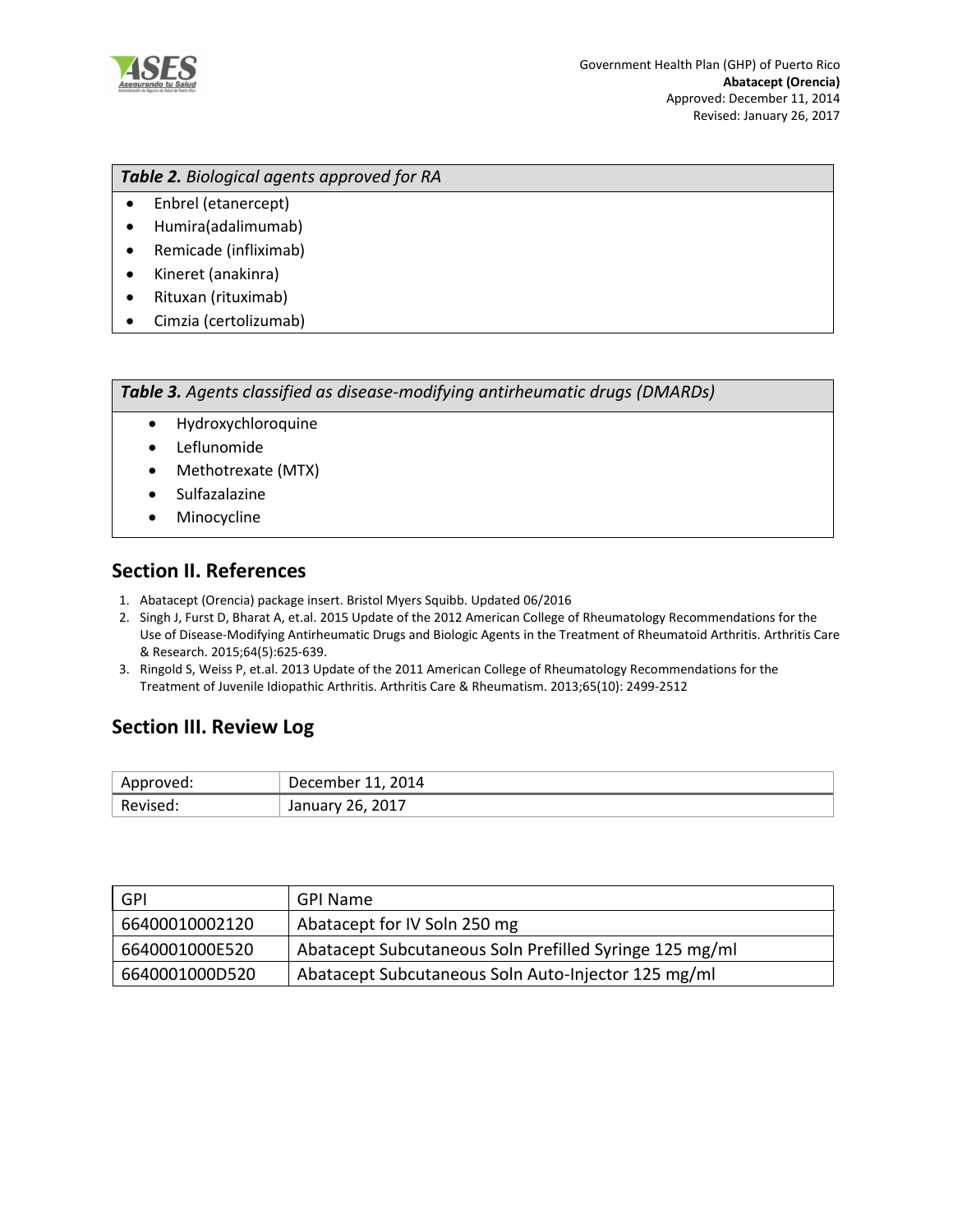| *Table 2. Biological agents approved for RA* |
|---|
| • Enbrel (etanercept)<br>• Humira(adalimumab)<br>• Remicade (infliximab)<br>• Kineret (anakinra)<br>• Rituxan (rituximab)<br>• Cimzia (certolizumab) |

| *Table 3. Agents classified as disease-modifying antirheumatic drugs (DMARDs)* |
|---|
| • Hydroxychloroquine<br>• Leflunomide<br>• Methotrexate (MTX)<br>• Sulfazalazine<br>• Minocycline |

## Section II. References

1. Abatacept (Orencia) package insert. Bristol Myers Squibb. Updated 06/2016
2. Singh J, Furst D, Bharat A, et.al. 2015 Update of the 2012 American College of Rheumatology Recommendations for the Use of Disease-Modifying Antirheumatic Drugs and Biologic Agents in the Treatment of Rheumatoid Arthritis. Arthritis Care & Research. 2015;64(5):625-639.
3. Ringold S, Weiss P, et.al. 2013 Update of the 2011 American College of Rheumatology Recommendations for the Treatment of Juvenile Idiopathic Arthritis. Arthritis Care & Rheumatism. 2013;65(10): 2499-2512

## Section III. Review Log

| | |
|---|---|
| Approved: | December 11, 2014 |
| Revised: | January 26, 2017 |

| GPI | GPI Name |
|---|---|
| 66400010002120 | Abatacept for IV Soln 250 mg |
| 6640001000E520 | Abatacept Subcutaneous Soln Prefilled Syringe 125 mg/ml |
| 6640001000D520 | Abatacept Subcutaneous Soln Auto-Injector 125 mg/ml |